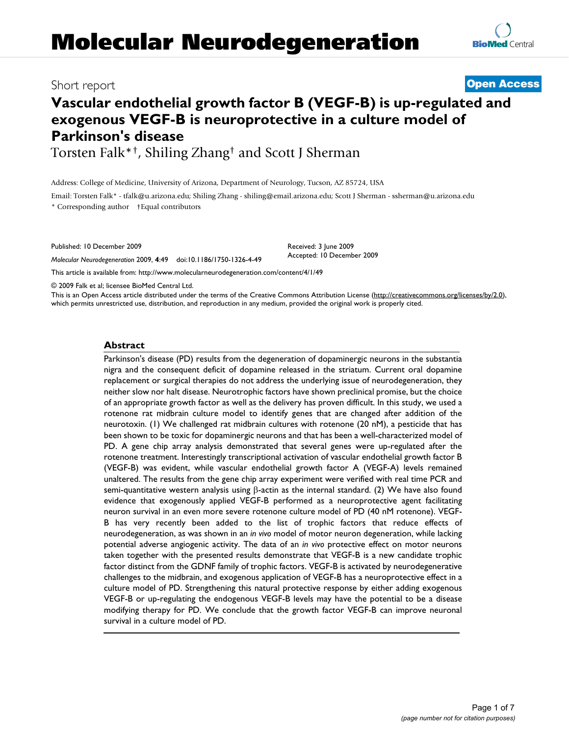# Molecular Neurodegeneration

Short report

**Open Access**

# Vascular endothelial growth factor B (VEGF-B) is up-regulated and exogenous VEGF-B is neuroprotective in a culture model of Parkinson's disease

Torsten Falk*†, Shiling Zhang† and Scott J Sherman

Address: College of Medicine, University of Arizona, Department of Neurology, Tucson, AZ 85724, USA

Email: Torsten Falk* - tfalk@u.arizona.edu; Shiling Zhang - shiling@email.arizona.edu; Scott J Sherman - ssherman@u.arizona.edu

\* Corresponding author †Equal contributors

Published: 10 December 2009

*Molecular Neurodegeneration* 2009, **4**:49 doi:10.1186/1750-1326-4-49

Received: 3 June 2009
Accepted: 10 December 2009

This article is available from: http://www.molecularneurodegeneration.com/content/4/1/49

© 2009 Falk et al; licensee BioMed Central Ltd.

This is an Open Access article distributed under the terms of the Creative Commons Attribution License (http://creativecommons.org/licenses/by/2.0), which permits unrestricted use, distribution, and reproduction in any medium, provided the original work is properly cited.

## Abstract

Parkinson's disease (PD) results from the degeneration of dopaminergic neurons in the substantia nigra and the consequent deficit of dopamine released in the striatum. Current oral dopamine replacement or surgical therapies do not address the underlying issue of neurodegeneration, they neither slow nor halt disease. Neurotrophic factors have shown preclinical promise, but the choice of an appropriate growth factor as well as the delivery has proven difficult. In this study, we used a rotenone rat midbrain culture model to identify genes that are changed after addition of the neurotoxin. (1) We challenged rat midbrain cultures with rotenone (20 nM), a pesticide that has been shown to be toxic for dopaminergic neurons and that has been a well-characterized model of PD. A gene chip array analysis demonstrated that several genes were up-regulated after the rotenone treatment. Interestingly transcriptional activation of vascular endothelial growth factor B (VEGF-B) was evident, while vascular endothelial growth factor A (VEGF-A) levels remained unaltered. The results from the gene chip array experiment were verified with real time PCR and semi-quantitative western analysis using β-actin as the internal standard. (2) We have also found evidence that exogenously applied VEGF-B performed as a neuroprotective agent facilitating neuron survival in an even more severe rotenone culture model of PD (40 nM rotenone). VEGF-B has very recently been added to the list of trophic factors that reduce effects of neurodegeneration, as was shown in an *in vivo* model of motor neuron degeneration, while lacking potential adverse angiogenic activity. The data of an *in vivo* protective effect on motor neurons taken together with the presented results demonstrate that VEGF-B is a new candidate trophic factor distinct from the GDNF family of trophic factors. VEGF-B is activated by neurodegenerative challenges to the midbrain, and exogenous application of VEGF-B has a neuroprotective effect in a culture model of PD. Strengthening this natural protective response by either adding exogenous VEGF-B or up-regulating the endogenous VEGF-B levels may have the potential to be a disease modifying therapy for PD. We conclude that the growth factor VEGF-B can improve neuronal survival in a culture model of PD.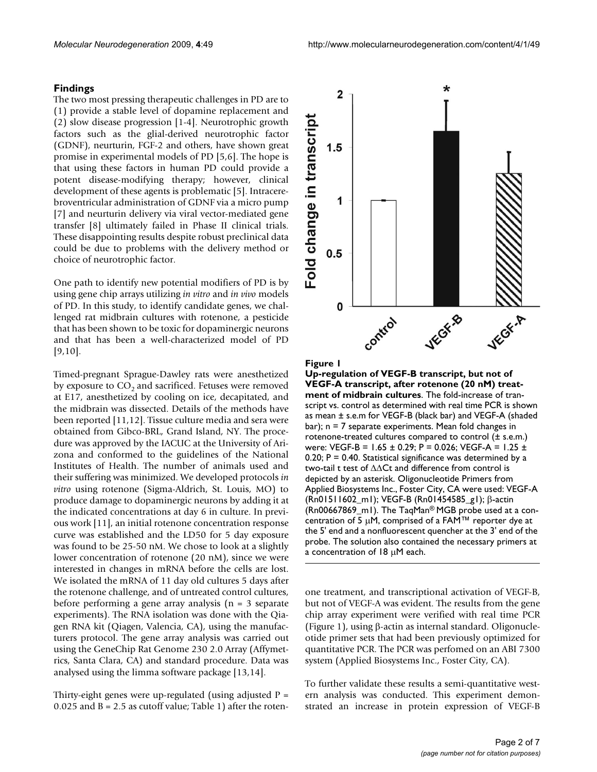## Findings

The two most pressing therapeutic challenges in PD are to (1) provide a stable level of dopamine replacement and (2) slow disease progression [1-4]. Neurotrophic growth factors such as the glial-derived neurotrophic factor (GDNF), neurturin, FGF-2 and others, have shown great promise in experimental models of PD [5,6]. The hope is that using these factors in human PD could provide a potent disease-modifying therapy; however, clinical development of these agents is problematic [5]. Intracerebroventricular administration of GDNF via a micro pump [7] and neurturin delivery via viral vector-mediated gene transfer [8] ultimately failed in Phase II clinical trials. These disappointing results despite robust preclinical data could be due to problems with the delivery method or choice of neurotrophic factor.

One path to identify new potential modifiers of PD is by using gene chip arrays utilizing *in vitro* and *in vivo* models of PD. In this study, to identify candidate genes, we challenged rat midbrain cultures with rotenone, a pesticide that has been shown to be toxic for dopaminergic neurons and that has been a well-characterized model of PD [9,10].

Timed-pregnant Sprague-Dawley rats were anesthetized by exposure to $CO_2$ and sacrificed. Fetuses were removed at E17, anesthetized by cooling on ice, decapitated, and the midbrain was dissected. Details of the methods have been reported [11,12]. Tissue culture media and sera were obtained from Gibco-BRL, Grand Island, NY. The procedure was approved by the IACUC at the University of Arizona and conformed to the guidelines of the National Institutes of Health. The number of animals used and their suffering was minimized. We developed protocols *in vitro* using rotenone (Sigma-Aldrich, St. Louis, MO) to produce damage to dopaminergic neurons by adding it at the indicated concentrations at day 6 in culture. In previous work [11], an initial rotenone concentration response curve was established and the LD50 for 5 day exposure was found to be 25-50 nM. We chose to look at a slightly lower concentration of rotenone (20 nM), since we were interested in changes in mRNA before the cells are lost. We isolated the mRNA of 11 day old cultures 5 days after the rotenone challenge, and of untreated control cultures, before performing a gene array analysis (n = 3 separate experiments). The RNA isolation was done with the Qiagen RNA kit (Qiagen, Valencia, CA), using the manufacturers protocol. The gene array analysis was carried out using the GeneChip Rat Genome 230 2.0 Array (Affymetrics, Santa Clara, CA) and standard procedure. Data was analysed using the limma software package [13,14].

Thirty-eight genes were up-regulated (using adjusted P = 0.025 and B = 2.5 as cutoff value; Table 1) after the rotenone treatment, and transcriptional activation of VEGF-B, but not of VEGF-A was evident. The results from the gene chip array experiment were verified with real time PCR (Figure 1), using β-actin as internal standard. Oligonucleotide primer sets that had been previously optimized for quantitative PCR. The PCR was perfomed on an ABI 7300 system (Applied Biosystems Inc., Foster City, CA).

To further validate these results a semi-quantitative western analysis was conducted. This experiment demonstrated an increase in protein expression of VEGF-B

**Figure 1**

**Up-regulation of VEGF-B transcript, but not of VEGF-A transcript, after rotenone (20 nM) treatment of midbrain cultures**. The fold-increase of transcript vs. control as determined with real time PCR is shown as mean ± s.e.m for VEGF-B (black bar) and VEGF-A (shaded bar); n = 7 separate experiments. Mean fold changes in rotenone-treated cultures compared to control (± s.e.m.) were: VEGF-B = 1.65 ± 0.29; P = 0.026; VEGF-A = 1.25 ± 0.20; P = 0.40. Statistical significance was determined by a two-tail t test of ΔΔCt and difference from control is depicted by an asterisk. Oligonucleotide Primers from Applied Biosystems Inc., Foster City, CA were used: VEGF-A (Rn01511602_m1); VEGF-B (Rn01454585_g1); β-actin (Rn00667869_m1). The TaqMan® MGB probe used at a concentration of 5 μM, comprised of a FAM™ reporter dye at the 5' end and a nonfluorescent quencher at the 3' end of the probe. The solution also contained the necessary primers at a concentration of 18 μM each.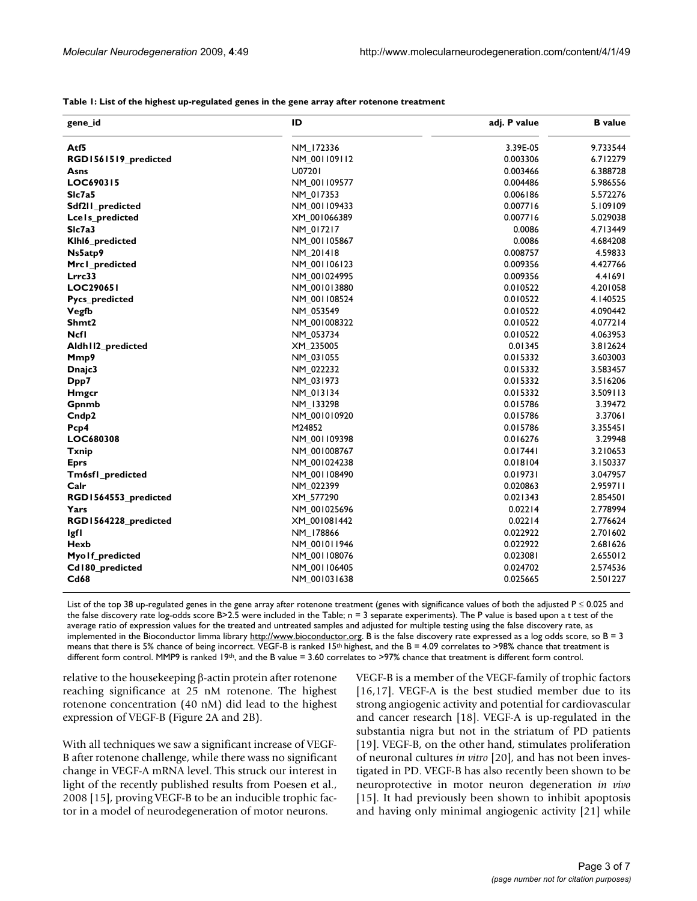**Table 1: List of the highest up-regulated genes in the gene array after rotenone treatment**

| gene_id | ID | adj. P value | B value |
|---|---|---|---|
| Atf5 | NM_172336 | 3.39E-05 | 9.733544 |
| RGD1561519_predicted | NM_001109112 | 0.003306 | 6.712279 |
| Asns | U07201 | 0.003466 | 6.388728 |
| LOC690315 | NM_001109577 | 0.004486 | 5.986556 |
| Slc7a5 | NM_017353 | 0.006186 | 5.572276 |
| Sdf2l1_predicted | NM_001109433 | 0.007716 | 5.109109 |
| Lce1s_predicted | XM_001066389 | 0.007716 | 5.029038 |
| Slc7a3 | NM_017217 | 0.0086 | 4.713449 |
| Klhl6_predicted | NM_001105867 | 0.0086 | 4.684208 |
| Ns5atp9 | NM_201418 | 0.008757 | 4.59833 |
| Mrc1_predicted | NM_001106123 | 0.009356 | 4.427766 |
| Lrrc33 | NM_001024995 | 0.009356 | 4.41691 |
| LOC290651 | NM_001013880 | 0.010522 | 4.201058 |
| Pycs_predicted | NM_001108524 | 0.010522 | 4.140525 |
| Vegfb | NM_053549 | 0.010522 | 4.090442 |
| Shmt2 | NM_001008322 | 0.010522 | 4.077214 |
| Ncf1 | NM_053734 | 0.010522 | 4.063953 |
| Aldh1l2_predicted | XM_235005 | 0.01345 | 3.812624 |
| Mmp9 | NM_031055 | 0.015332 | 3.603003 |
| Dnajc3 | NM_022232 | 0.015332 | 3.583457 |
| Dpp7 | NM_031973 | 0.015332 | 3.516206 |
| Hmgcr | NM_013134 | 0.015332 | 3.509113 |
| Gpnmb | NM_133298 | 0.015786 | 3.39472 |
| Cndp2 | NM_001010920 | 0.015786 | 3.37061 |
| Pcp4 | M24852 | 0.015786 | 3.355451 |
| LOC680308 | NM_001109398 | 0.016276 | 3.29948 |
| Txnip | NM_001008767 | 0.017441 | 3.210653 |
| Eprs | NM_001024238 | 0.018104 | 3.150337 |
| Tm6sf1_predicted | NM_001108490 | 0.019731 | 3.047957 |
| Calr | NM_022399 | 0.020863 | 2.959711 |
| RGD1564553_predicted | XM_577290 | 0.021343 | 2.854501 |
| Yars | NM_001025696 | 0.02214 | 2.778994 |
| RGD1564228_predicted | XM_001081442 | 0.02214 | 2.776624 |
| Igf1 | NM_178866 | 0.022922 | 2.701602 |
| Hexb | NM_001011946 | 0.022922 | 2.681626 |
| Myo1f_predicted | NM_001108076 | 0.023081 | 2.655012 |
| Cd180_predicted | NM_001106405 | 0.024702 | 2.574536 |
| Cd68 | NM_001031638 | 0.025665 | 2.501227 |

List of the top 38 up-regulated genes in the gene array after rotenone treatment (genes with significance values of both the adjusted $P \leq 0.025$ and the false discovery rate log-odds score B>2.5 were included in the Table; n = 3 separate experiments). The P value is based upon a t test of the average ratio of expression values for the treated and untreated samples and adjusted for multiple testing using the false discovery rate, as implemented in the Bioconductor limma library http://www.bioconductor.org. B is the false discovery rate expressed as a log odds score, so B = 3 means that there is 5% chance of being incorrect. VEGF-B is ranked 15th highest, and the B = 4.09 correlates to >98% chance that treatment is different form control. MMP9 is ranked 19th, and the B value = 3.60 correlates to >97% chance that treatment is different form control.

relative to the housekeeping β-actin protein after rotenone reaching significance at 25 nM rotenone. The highest rotenone concentration (40 nM) did lead to the highest expression of VEGF-B (Figure 2A and 2B).

With all techniques we saw a significant increase of VEGF-B after rotenone challenge, while there wass no significant change in VEGF-A mRNA level. This struck our interest in light of the recently published results from Poesen et al., 2008 [15], proving VEGF-B to be an inducible trophic factor in a model of neurodegeneration of motor neurons.

VEGF-B is a member of the VEGF-family of trophic factors [16,17]. VEGF-A is the best studied member due to its strong angiogenic activity and potential for cardiovascular and cancer research [18]. VEGF-A is up-regulated in the substantia nigra but not in the striatum of PD patients [19]. VEGF-B, on the other hand, stimulates proliferation of neuronal cultures *in vitro* [20], and has not been investigated in PD. VEGF-B has also recently been shown to be neuroprotective in motor neuron degeneration *in vivo* [15]. It had previously been shown to inhibit apoptosis and having only minimal angiogenic activity [21] while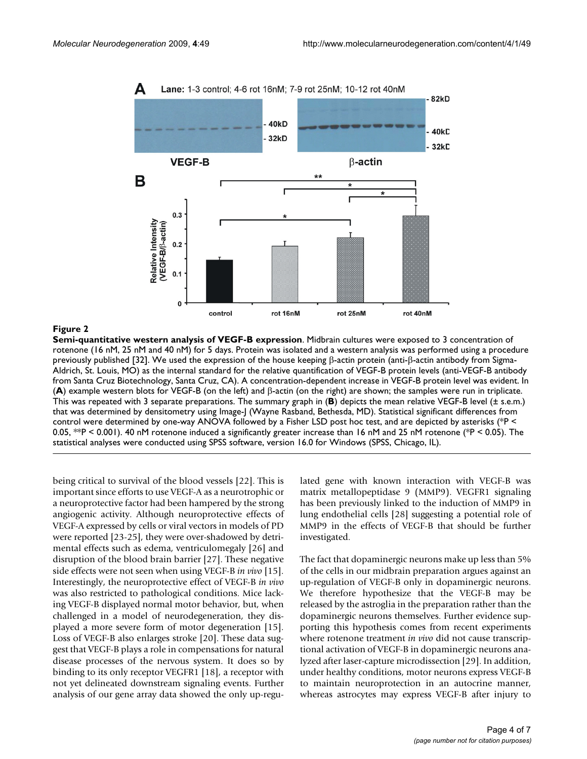**Figure 2**

**Semi-quantitative western analysis of VEGF-B expression**. Midbrain cultures were exposed to 3 concentration of rotenone (16 nM, 25 nM and 40 nM) for 5 days. Protein was isolated and a western analysis was performed using a procedure previously published [32]. We used the expression of the house keeping β-actin protein (anti-β-actin antibody from Sigma-Aldrich, St. Louis, MO) as the internal standard for the relative quantification of VEGF-B protein levels (anti-VEGF-B antibody from Santa Cruz Biotechnology, Santa Cruz, CA). A concentration-dependent increase in VEGF-B protein level was evident. In (**A**) example western blots for VEGF-B (on the left) and β-actin (on the right) are shown; the samples were run in triplicate. This was repeated with 3 separate preparations. The summary graph in (**B**) depicts the mean relative VEGF-B level (± s.e.m.) that was determined by densitometry using Image-J (Wayne Rasband, Bethesda, MD). Statistical significant differences from control were determined by one-way ANOVA followed by a Fisher LSD post hoc test, and are depicted by asterisks (*P < 0.05, **P < 0.001). 40 nM rotenone induced a significantly greater increase than 16 nM and 25 nM rotenone (*P < 0.05). The statistical analyses were conducted using SPSS software, version 16.0 for Windows (SPSS, Chicago, IL).

being critical to survival of the blood vessels [22]. This is important since efforts to use VEGF-A as a neurotrophic or a neuroprotective factor had been hampered by the strong angiogenic activity. Although neuroprotective effects of VEGF-A expressed by cells or viral vectors in models of PD were reported [23-25], they were over-shadowed by detrimental effects such as edema, ventriculomegaly [26] and disruption of the blood brain barrier [27]. These negative side effects were not seen when using VEGF-B *in vivo* [15]. Interestingly, the neuroprotective effect of VEGF-B *in vivo* was also restricted to pathological conditions. Mice lacking VEGF-B displayed normal motor behavior, but, when challenged in a model of neurodegeneration, they displayed a more severe form of motor degeneration [15]. Loss of VEGF-B also enlarges stroke [20]. These data suggest that VEGF-B plays a role in compensations for natural disease processes of the nervous system. It does so by binding to its only receptor VEGFR1 [18], a receptor with not yet delineated downstream signaling events. Further analysis of our gene array data showed the only up-regulated gene with known interaction with VEGF-B was matrix metallopeptidase 9 (MMP9). VEGFR1 signaling has been previously linked to the induction of MMP9 in lung endothelial cells [28] suggesting a potential role of MMP9 in the effects of VEGF-B that should be further investigated.

The fact that dopaminergic neurons make up less than 5% of the cells in our midbrain preparation argues against an up-regulation of VEGF-B only in dopaminergic neurons. We therefore hypothesize that the VEGF-B may be released by the astroglia in the preparation rather than the dopaminergic neurons themselves. Further evidence supporting this hypothesis comes from recent experiments where rotenone treatment *in vivo* did not cause transcriptional activation of VEGF-B in dopaminergic neurons analyzed after laser-capture microdissection [29]. In addition, under healthy conditions, motor neurons express VEGF-B to maintain neuroprotection in an autocrine manner, whereas astrocytes may express VEGF-B after injury to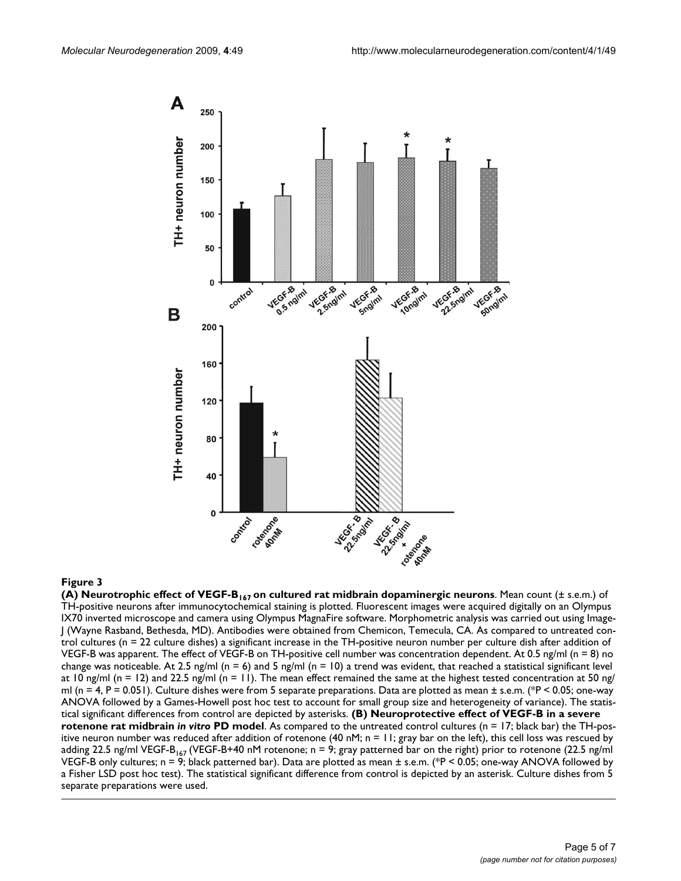**Figure 3**

**(A) Neurotrophic effect of VEGF-$B_{167}$ on cultured rat midbrain dopaminergic neurons**. Mean count (± s.e.m.) of TH-positive neurons after immunocytochemical staining is plotted. Fluorescent images were acquired digitally on an Olympus IX70 inverted microscope and camera using Olympus MagnaFire software. Morphometric analysis was carried out using Image-J (Wayne Rasband, Bethesda, MD). Antibodies were obtained from Chemicon, Temecula, CA. As compared to untreated control cultures (n = 22 culture dishes) a significant increase in the TH-positive neuron number per culture dish after addition of VEGF-B was apparent. The effect of VEGF-B on TH-positive cell number was concentration dependent. At 0.5 ng/ml (n = 8) no change was noticeable. At 2.5 ng/ml (n = 6) and 5 ng/ml (n = 10) a trend was evident, that reached a statistical significant level at 10 ng/ml (n = 12) and 22.5 ng/ml (n = 11). The mean effect remained the same at the highest tested concentration at 50 ng/ml (n = 4, P = 0.051). Culture dishes were from 5 separate preparations. Data are plotted as mean ± s.e.m. (*P < 0.05; one-way ANOVA followed by a Games-Howell post hoc test to account for small group size and heterogeneity of variance). The statistical significant differences from control are depicted by asterisks. **(B) Neuroprotective effect of VEGF-B in a severe rotenone rat midbrain *in vitro* PD model**. As compared to the untreated control cultures (n = 17; black bar) the TH-positive neuron number was reduced after addition of rotenone (40 nM; n = 11; gray bar on the left), this cell loss was rescued by adding 22.5 ng/ml VEGF-$B_{167}$ (VEGF-B+40 nM rotenone; n = 9; gray patterned bar on the right) prior to rotenone (22.5 ng/ml VEGF-B only cultures; n = 9; black patterned bar). Data are plotted as mean ± s.e.m. (*P < 0.05; one-way ANOVA followed by a Fisher LSD post hoc test). The statistical significant difference from control is depicted by an asterisk. Culture dishes from 5 separate preparations were used.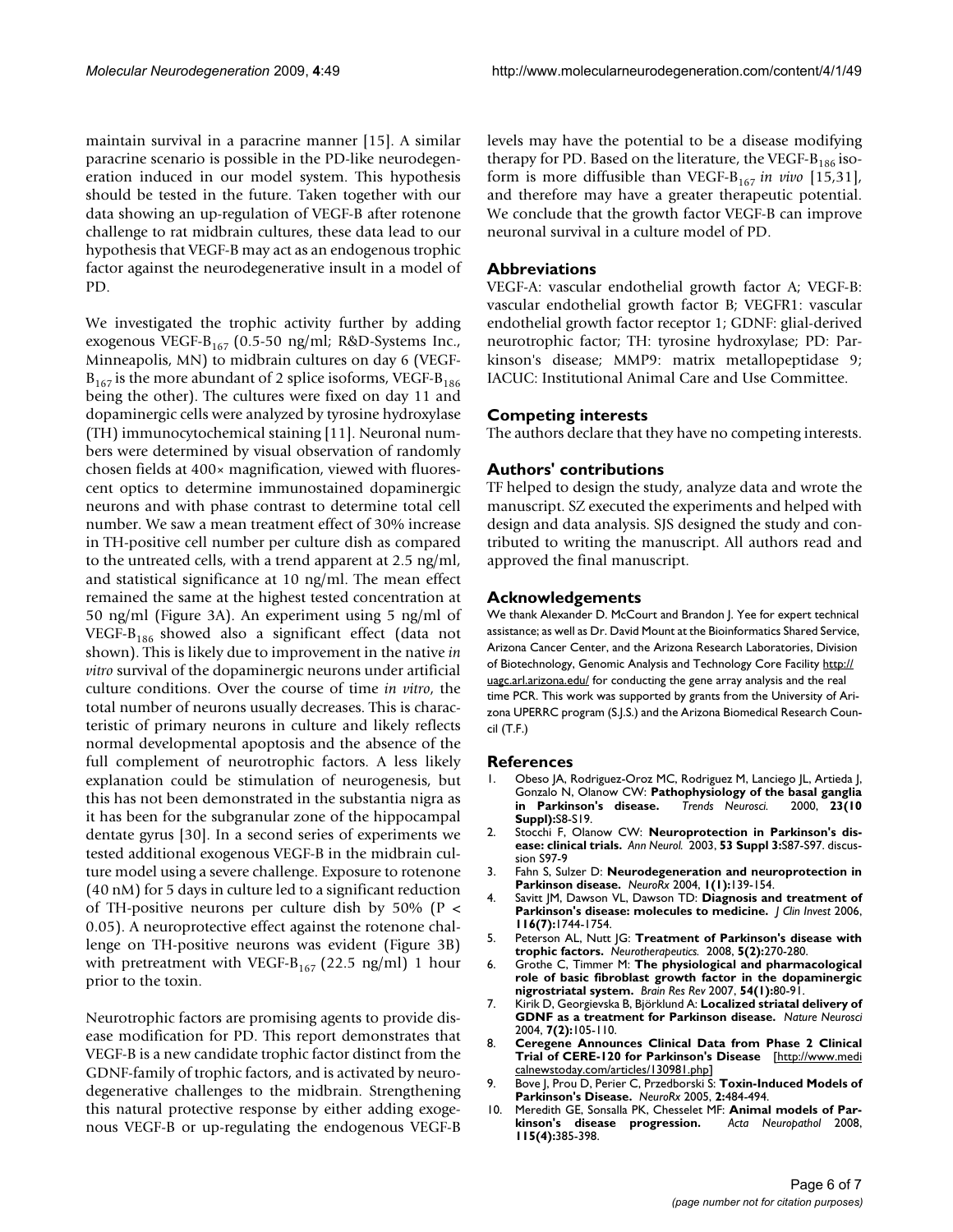maintain survival in a paracrine manner [15]. A similar paracrine scenario is possible in the PD-like neurodegeneration induced in our model system. This hypothesis should be tested in the future. Taken together with our data showing an up-regulation of VEGF-B after rotenone challenge to rat midbrain cultures, these data lead to our hypothesis that VEGF-B may act as an endogenous trophic factor against the neurodegenerative insult in a model of PD.

We investigated the trophic activity further by adding exogenous VEGF-$B_{167}$ (0.5-50 ng/ml; R&D-Systems Inc., Minneapolis, MN) to midbrain cultures on day 6 (VEGF-$B_{167}$ is the more abundant of 2 splice isoforms, VEGF-$B_{186}$ being the other). The cultures were fixed on day 11 and dopaminergic cells were analyzed by tyrosine hydroxylase (TH) immunocytochemical staining [11]. Neuronal numbers were determined by visual observation of randomly chosen fields at 400× magnification, viewed with fluorescent optics to determine immunostained dopaminergic neurons and with phase contrast to determine total cell number. We saw a mean treatment effect of 30% increase in TH-positive cell number per culture dish as compared to the untreated cells, with a trend apparent at 2.5 ng/ml, and statistical significance at 10 ng/ml. The mean effect remained the same at the highest tested concentration at 50 ng/ml (Figure 3A). An experiment using 5 ng/ml of VEGF-$B_{186}$ showed also a significant effect (data not shown). This is likely due to improvement in the native *in vitro* survival of the dopaminergic neurons under artificial culture conditions. Over the course of time *in vitro*, the total number of neurons usually decreases. This is characteristic of primary neurons in culture and likely reflects normal developmental apoptosis and the absence of the full complement of neurotrophic factors. A less likely explanation could be stimulation of neurogenesis, but this has not been demonstrated in the substantia nigra as it has been for the subgranular zone of the hippocampal dentate gyrus [30]. In a second series of experiments we tested additional exogenous VEGF-B in the midbrain culture model using a severe challenge. Exposure to rotenone (40 nM) for 5 days in culture led to a significant reduction of TH-positive neurons per culture dish by 50% ($P < 0.05$). A neuroprotective effect against the rotenone challenge on TH-positive neurons was evident (Figure 3B) with pretreatment with VEGF-$B_{167}$ (22.5 ng/ml) 1 hour prior to the toxin.

Neurotrophic factors are promising agents to provide disease modification for PD. This report demonstrates that VEGF-B is a new candidate trophic factor distinct from the GDNF-family of trophic factors, and is activated by neurodegenerative challenges to the midbrain. Strengthening this natural protective response by either adding exogenous VEGF-B or up-regulating the endogenous VEGF-B levels may have the potential to be a disease modifying therapy for PD. Based on the literature, the VEGF-$B_{186}$ isoform is more diffusible than VEGF-$B_{167}$ *in vivo* [15,31], and therefore may have a greater therapeutic potential. We conclude that the growth factor VEGF-B can improve neuronal survival in a culture model of PD.

## Abbreviations

VEGF-A: vascular endothelial growth factor A; VEGF-B: vascular endothelial growth factor B; VEGFR1: vascular endothelial growth factor receptor 1; GDNF: glial-derived neurotrophic factor; TH: tyrosine hydroxylase; PD: Parkinson's disease; MMP9: matrix metallopeptidase 9; IACUC: Institutional Animal Care and Use Committee.

## Competing interests

The authors declare that they have no competing interests.

## Authors' contributions

TF helped to design the study, analyze data and wrote the manuscript. SZ executed the experiments and helped with design and data analysis. SJS designed the study and contributed to writing the manuscript. All authors read and approved the final manuscript.

## Acknowledgements

We thank Alexander D. McCourt and Brandon J. Yee for expert technical assistance; as well as Dr. David Mount at the Bioinformatics Shared Service, Arizona Cancer Center, and the Arizona Research Laboratories, Division of Biotechnology, Genomic Analysis and Technology Core Facility http://uagc.arl.arizona.edu/ for conducting the gene array analysis and the real time PCR. This work was supported by grants from the University of Arizona UPERRC program (S.J.S.) and the Arizona Biomedical Research Council (T.F.)

## References

1. Obeso JA, Rodriguez-Oroz MC, Rodriguez M, Lanciego JL, Artieda J, Gonzalo N, Olanow CW: **Pathophysiology of the basal ganglia in Parkinson's disease.** *Trends Neurosci.* 2000, **23(10 Suppl):**S8-S19.
2. Stocchi F, Olanow CW: **Neuroprotection in Parkinson's disease: clinical trials.** *Ann Neurol.* 2003, **53 Suppl 3:**S87-S97. discussion S97-9
3. Fahn S, Sulzer D: **Neurodegeneration and neuroprotection in Parkinson disease.** *NeuroRx* 2004, **1(1):**139-154.
4. Savitt JM, Dawson VL, Dawson TD: **Diagnosis and treatment of Parkinson's disease: molecules to medicine.** *J Clin Invest* 2006, **116(7):**1744-1754.
5. Peterson AL, Nutt JG: **Treatment of Parkinson's disease with trophic factors.** *Neurotherapeutics.* 2008, **5(2):**270-280.
6. Grothe C, Timmer M: **The physiological and pharmacological role of basic fibroblast growth factor in the dopaminergic nigrostriatal system.** *Brain Res Rev* 2007, **54(1):**80-91.
7. Kirik D, Georgievska B, Björklund A: **Localized striatal delivery of GDNF as a treatment for Parkinson disease.** *Nature Neurosci* 2004, **7(2):**105-110.
8. **Ceregene Announces Clinical Data from Phase 2 Clinical Trial of CERE-120 for Parkinson's Disease** [http://www.medicalnewstoday.com/articles/130981.php]
9. Bove J, Prou D, Perier C, Przedborski S: **Toxin-Induced Models of Parkinson's Disease.** *NeuroRx* 2005, **2:**484-494.
10. Meredith GE, Sonsalla PK, Chesselet MF: **Animal models of Parkinson's disease progression.** *Acta Neuropathol* 2008, **115(4):**385-398.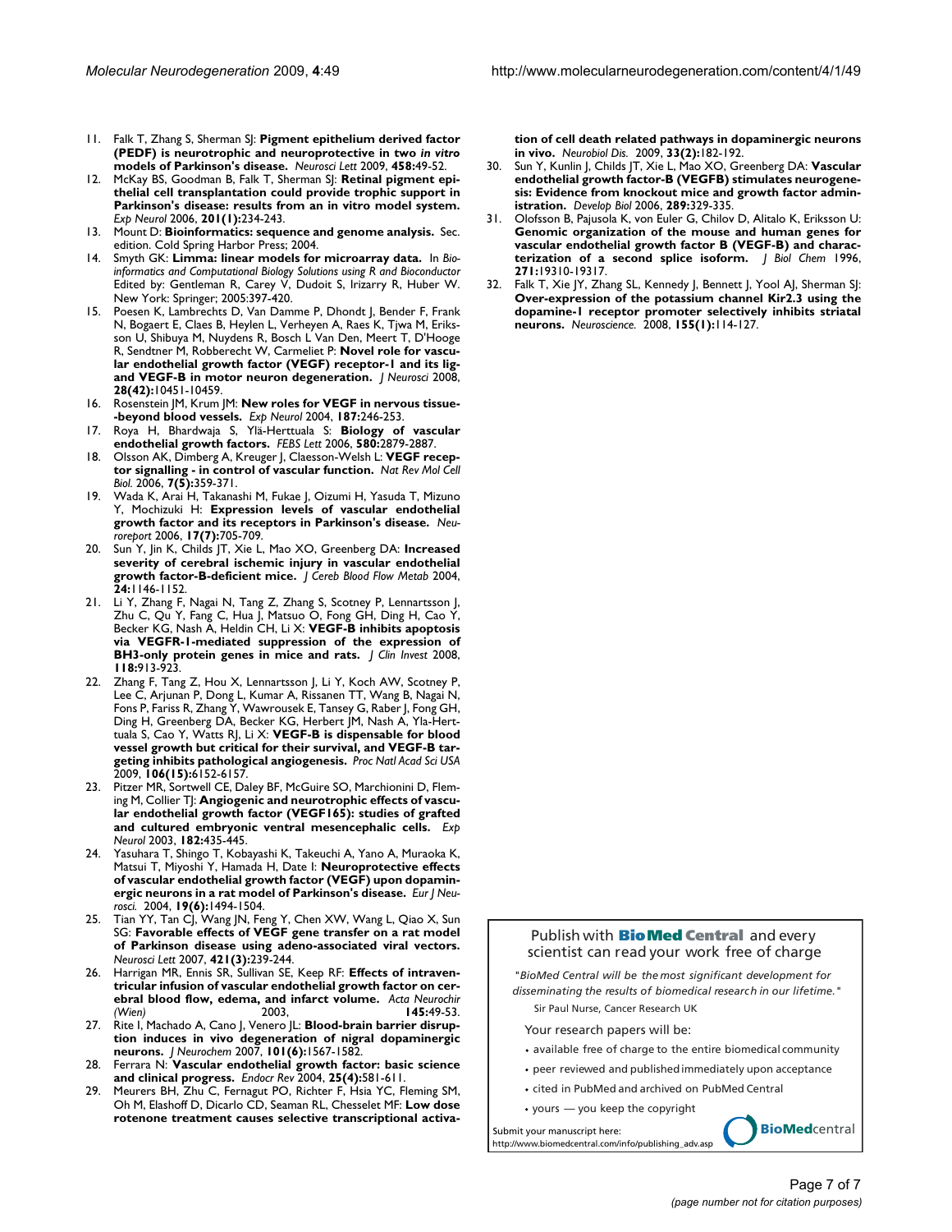11. Falk T, Zhang S, Sherman SJ: **Pigment epithelium derived factor (PEDF) is neurotrophic and neuroprotective in two *in vitro* models of Parkinson's disease.** *Neurosci Lett* 2009, **458:**49-52.
12. McKay BS, Goodman B, Falk T, Sherman SJ: **Retinal pigment epithelial cell transplantation could provide trophic support in Parkinson's disease: results from an in vitro model system.** *Exp Neurol* 2006, **201(1):**234-243.
13. Mount D: **Bioinformatics: sequence and genome analysis.** Sec. edition. Cold Spring Harbor Press; 2004.
14. Smyth GK: **Limma: linear models for microarray data.** In *Bioinformatics and Computational Biology Solutions using R and Bioconductor* Edited by: Gentleman R, Carey V, Dudoit S, Irizarry R, Huber W. New York: Springer; 2005:397-420.
15. Poesen K, Lambrechts D, Van Damme P, Dhondt J, Bender F, Frank N, Bogaert E, Claes B, Heylen L, Verheyen A, Raes K, Tjwa M, Eriksson U, Shibuya M, Nuydens R, Bosch L Van Den, Meert T, D'Hooge R, Sendtner M, Robberecht W, Carmeliet P: **Novel role for vascular endothelial growth factor (VEGF) receptor-1 and its ligand VEGF-B in motor neuron degeneration.** *J Neurosci* 2008, **28(42):**10451-10459.
16. Rosenstein JM, Krum JM: **New roles for VEGF in nervous tissue--beyond blood vessels.** *Exp Neurol* 2004, **187:**246-253.
17. Roya H, Bhardwaja S, Ylä-Herttuala S: **Biology of vascular endothelial growth factors.** *FEBS Lett* 2006, **580:**2879-2887.
18. Olsson AK, Dimberg A, Kreuger J, Claesson-Welsh L: **VEGF receptor signalling - in control of vascular function.** *Nat Rev Mol Cell Biol.* 2006, **7(5):**359-371.
19. Wada K, Arai H, Takanashi M, Fukae J, Oizumi H, Yasuda T, Mizuno Y, Mochizuki H: **Expression levels of vascular endothelial growth factor and its receptors in Parkinson's disease.** *Neuroreport* 2006, **17(7):**705-709.
20. Sun Y, Jin K, Childs JT, Xie L, Mao XO, Greenberg DA: **Increased severity of cerebral ischemic injury in vascular endothelial growth factor-B-deficient mice.** *J Cereb Blood Flow Metab* 2004, **24:**1146-1152.
21. Li Y, Zhang F, Nagai N, Tang Z, Zhang S, Scotney P, Lennartsson J, Zhu C, Qu Y, Fang C, Hua J, Matsuo O, Fong GH, Ding H, Cao Y, Becker KG, Nash A, Heldin CH, Li X: **VEGF-B inhibits apoptosis via VEGFR-1-mediated suppression of the expression of BH3-only protein genes in mice and rats.** *J Clin Invest* 2008, **118:**913-923.
22. Zhang F, Tang Z, Hou X, Lennartsson J, Li Y, Koch AW, Scotney P, Lee C, Arjunan P, Dong L, Kumar A, Rissanen TT, Wang B, Nagai N, Fons P, Fariss R, Zhang Y, Wawrousek E, Tansey G, Raber J, Fong GH, Ding H, Greenberg DA, Becker KG, Herbert JM, Nash A, Yla-Herttuala S, Cao Y, Watts RJ, Li X: **VEGF-B is dispensable for blood vessel growth but critical for their survival, and VEGF-B targeting inhibits pathological angiogenesis.** *Proc Natl Acad Sci USA* 2009, **106(15):**6152-6157.
23. Pitzer MR, Sortwell CE, Daley BF, McGuire SO, Marchionini D, Fleming M, Collier TJ: **Angiogenic and neurotrophic effects of vascular endothelial growth factor (VEGF165): studies of grafted and cultured embryonic ventral mesencephalic cells.** *Exp Neurol* 2003, **182:**435-445.
24. Yasuhara T, Shingo T, Kobayashi K, Takeuchi A, Yano A, Muraoka K, Matsui T, Miyoshi Y, Hamada H, Date I: **Neuroprotective effects of vascular endothelial growth factor (VEGF) upon dopaminergic neurons in a rat model of Parkinson's disease.** *Eur J Neurosci.* 2004, **19(6):**1494-1504.
25. Tian YY, Tan CJ, Wang JN, Feng Y, Chen XW, Wang L, Qiao X, Sun SG: **Favorable effects of VEGF gene transfer on a rat model of Parkinson disease using adeno-associated viral vectors.** *Neurosci Lett* 2007, **421(3):**239-244.
26. Harrigan MR, Ennis SR, Sullivan SE, Keep RF: **Effects of intraventricular infusion of vascular endothelial growth factor on cerebral blood flow, edema, and infarct volume.** *Acta Neurochir (Wien)* 2003, **145:**49-53.
27. Rite I, Machado A, Cano J, Venero JL: **Blood-brain barrier disruption induces in vivo degeneration of nigral dopaminergic neurons.** *J Neurochem* 2007, **101(6):**1567-1582.
28. Ferrara N: **Vascular endothelial growth factor: basic science and clinical progress.** *Endocr Rev* 2004, **25(4):**581-611.
29. Meurers BH, Zhu C, Fernagut PO, Richter F, Hsia YC, Fleming SM, Oh M, Elashoff D, Dicarlo CD, Seaman RL, Chesselet MF: **Low dose rotenone treatment causes selective transcriptional activation of cell death related pathways in dopaminergic neurons in vivo.** *Neurobiol Dis.* 2009, **33(2):**182-192.
30. Sun Y, Kunlin J, Childs JT, Xie L, Mao XO, Greenberg DA: **Vascular endothelial growth factor-B (VEGFB) stimulates neurogenesis: Evidence from knockout mice and growth factor administration.** *Develop Biol* 2006, **289:**329-335.
31. Olofsson B, Pajusola K, von Euler G, Chilov D, Alitalo K, Eriksson U: **Genomic organization of the mouse and human genes for vascular endothelial growth factor B (VEGF-B) and characterization of a second splice isoform.** *J Biol Chem* 1996, **271:**19310-19317.
32. Falk T, Xie JY, Zhang SL, Kennedy J, Bennett J, Yool AJ, Sherman SJ: **Over-expression of the potassium channel Kir2.3 using the dopamine-1 receptor promoter selectively inhibits striatal neurons.** *Neuroscience.* 2008, **155(1):**114-127.

Publish with **BioMed Central** and every scientist can read your work free of charge

*"BioMed Central will be the most significant development for disseminating the results of biomedical research in our lifetime."*
Sir Paul Nurse, Cancer Research UK

Your research papers will be:

- available free of charge to the entire biomedical community
- peer reviewed and published immediately upon acceptance
- cited in PubMed and archived on PubMed Central
- yours — you keep the copyright

Submit your manuscript here:
http://www.biomedcentral.com/info/publishing_adv.asp

BioMedcentral